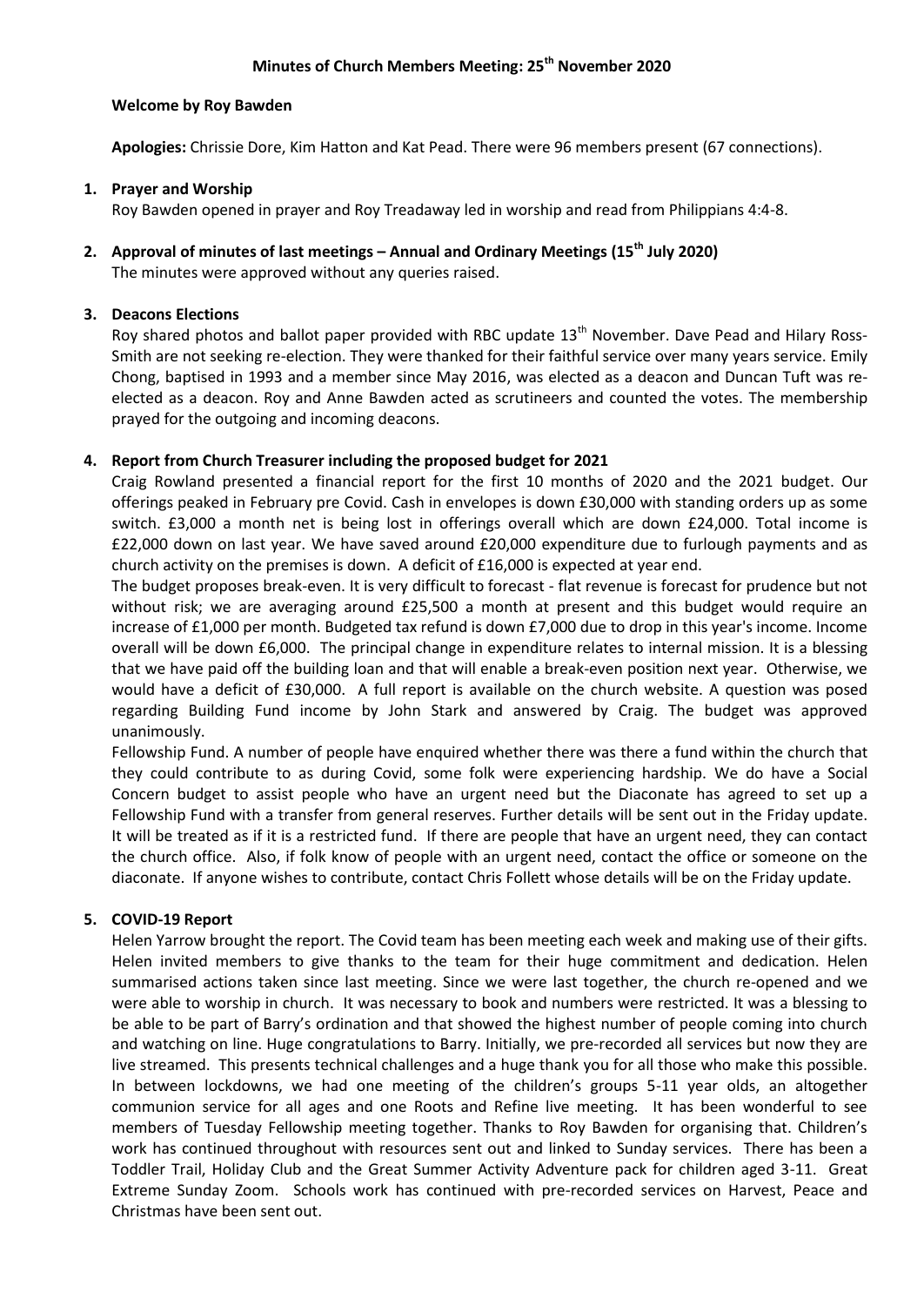# Minutes of Church Members Meeting: 25th November 2020

**Welcome by Roy Bawden**

**Apologies:** Chrissie Dore, Kim Hatton and Kat Pead. There were 96 members present (67 connections).

1. **Prayer and Worship**
   Roy Bawden opened in prayer and Roy Treadaway led in worship and read from Philippians 4:4-8.

2. **Approval of minutes of last meetings – Annual and Ordinary Meetings (15th July 2020)**
   The minutes were approved without any queries raised.

3. **Deacons Elections**
   Roy shared photos and ballot paper provided with RBC update 13th November. Dave Pead and Hilary Ross-Smith are not seeking re-election. They were thanked for their faithful service over many years service. Emily Chong, baptised in 1993 and a member since May 2016, was elected as a deacon and Duncan Tuft was re-elected as a deacon. Roy and Anne Bawden acted as scrutineers and counted the votes. The membership prayed for the outgoing and incoming deacons.

4. **Report from Church Treasurer including the proposed budget for 2021**
   Craig Rowland presented a financial report for the first 10 months of 2020 and the 2021 budget. Our offerings peaked in February pre Covid. Cash in envelopes is down £30,000 with standing orders up as some switch. £3,000 a month net is being lost in offerings overall which are down £24,000. Total income is £22,000 down on last year. We have saved around £20,000 expenditure due to furlough payments and as church activity on the premises is down. A deficit of £16,000 is expected at year end.
   The budget proposes break-even. It is very difficult to forecast - flat revenue is forecast for prudence but not without risk; we are averaging around £25,500 a month at present and this budget would require an increase of £1,000 per month. Budgeted tax refund is down £7,000 due to drop in this year's income. Income overall will be down £6,000. The principal change in expenditure relates to internal mission. It is a blessing that we have paid off the building loan and that will enable a break-even position next year. Otherwise, we would have a deficit of £30,000. A full report is available on the church website. A question was posed regarding Building Fund income by John Stark and answered by Craig. The budget was approved unanimously.
   Fellowship Fund. A number of people have enquired whether there was there a fund within the church that they could contribute to as during Covid, some folk were experiencing hardship. We do have a Social Concern budget to assist people who have an urgent need but the Diaconate has agreed to set up a Fellowship Fund with a transfer from general reserves. Further details will be sent out in the Friday update. It will be treated as if it is a restricted fund. If there are people that have an urgent need, they can contact the church office. Also, if folk know of people with an urgent need, contact the office or someone on the diaconate. If anyone wishes to contribute, contact Chris Follett whose details will be on the Friday update.

5. **COVID-19 Report**
   Helen Yarrow brought the report. The Covid team has been meeting each week and making use of their gifts. Helen invited members to give thanks to the team for their huge commitment and dedication. Helen summarised actions taken since last meeting. Since we were last together, the church re-opened and we were able to worship in church. It was necessary to book and numbers were restricted. It was a blessing to be able to be part of Barry's ordination and that showed the highest number of people coming into church and watching on line. Huge congratulations to Barry. Initially, we pre-recorded all services but now they are live streamed. This presents technical challenges and a huge thank you for all those who make this possible. In between lockdowns, we had one meeting of the children's groups 5-11 year olds, an altogether communion service for all ages and one Roots and Refine live meeting. It has been wonderful to see members of Tuesday Fellowship meeting together. Thanks to Roy Bawden for organising that. Children's work has continued throughout with resources sent out and linked to Sunday services. There has been a Toddler Trail, Holiday Club and the Great Summer Activity Adventure pack for children aged 3-11. Great Extreme Sunday Zoom. Schools work has continued with pre-recorded services on Harvest, Peace and Christmas have been sent out.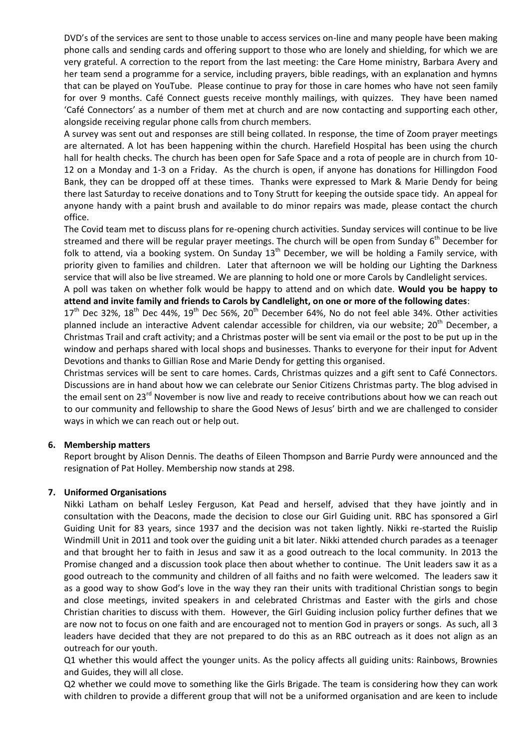DVD's of the services are sent to those unable to access services on-line and many people have been making phone calls and sending cards and offering support to those who are lonely and shielding, for which we are very grateful. A correction to the report from the last meeting: the Care Home ministry, Barbara Avery and her team send a programme for a service, including prayers, bible readings, with an explanation and hymns that can be played on YouTube. Please continue to pray for those in care homes who have not seen family for over 9 months. Café Connect guests receive monthly mailings, with quizzes. They have been named 'Café Connectors' as a number of them met at church and are now contacting and supporting each other, alongside receiving regular phone calls from church members.

A survey was sent out and responses are still being collated. In response, the time of Zoom prayer meetings are alternated. A lot has been happening within the church. Harefield Hospital has been using the church hall for health checks. The church has been open for Safe Space and a rota of people are in church from 10-12 on a Monday and 1-3 on a Friday. As the church is open, if anyone has donations for Hillingdon Food Bank, they can be dropped off at these times. Thanks were expressed to Mark & Marie Dendy for being there last Saturday to receive donations and to Tony Strutt for keeping the outside space tidy. An appeal for anyone handy with a paint brush and available to do minor repairs was made, please contact the church office.

The Covid team met to discuss plans for re-opening church activities. Sunday services will continue to be live streamed and there will be regular prayer meetings. The church will be open from Sunday 6th December for folk to attend, via a booking system. On Sunday 13th December, we will be holding a Family service, with priority given to families and children. Later that afternoon we will be holding our Lighting the Darkness service that will also be live streamed. We are planning to hold one or more Carols by Candlelight services.

A poll was taken on whether folk would be happy to attend and on which date. **Would you be happy to attend and invite family and friends to Carols by Candlelight, on one or more of the following dates**: 17th Dec 32%, 18th Dec 44%, 19th Dec 56%, 20th December 64%, No do not feel able 34%. Other activities planned include an interactive Advent calendar accessible for children, via our website; 20th December, a Christmas Trail and craft activity; and a Christmas poster will be sent via email or the post to be put up in the window and perhaps shared with local shops and businesses. Thanks to everyone for their input for Advent Devotions and thanks to Gillian Rose and Marie Dendy for getting this organised.

Christmas services will be sent to care homes. Cards, Christmas quizzes and a gift sent to Café Connectors. Discussions are in hand about how we can celebrate our Senior Citizens Christmas party. The blog advised in the email sent on 23rd November is now live and ready to receive contributions about how we can reach out to our community and fellowship to share the Good News of Jesus' birth and we are challenged to consider ways in which we can reach out or help out.

**6. Membership matters**

Report brought by Alison Dennis. The deaths of Eileen Thompson and Barrie Purdy were announced and the resignation of Pat Holley. Membership now stands at 298.

**7. Uniformed Organisations**

Nikki Latham on behalf Lesley Ferguson, Kat Pead and herself, advised that they have jointly and in consultation with the Deacons, made the decision to close our Girl Guiding unit. RBC has sponsored a Girl Guiding Unit for 83 years, since 1937 and the decision was not taken lightly. Nikki re-started the Ruislip Windmill Unit in 2011 and took over the guiding unit a bit later. Nikki attended church parades as a teenager and that brought her to faith in Jesus and saw it as a good outreach to the local community. In 2013 the Promise changed and a discussion took place then about whether to continue. The Unit leaders saw it as a good outreach to the community and children of all faiths and no faith were welcomed. The leaders saw it as a good way to show God's love in the way they ran their units with traditional Christian songs to begin and close meetings, invited speakers in and celebrated Christmas and Easter with the girls and chose Christian charities to discuss with them. However, the Girl Guiding inclusion policy further defines that we are now not to focus on one faith and are encouraged not to mention God in prayers or songs. As such, all 3 leaders have decided that they are not prepared to do this as an RBC outreach as it does not align as an outreach for our youth.

Q1 whether this would affect the younger units. As the policy affects all guiding units: Rainbows, Brownies and Guides, they will all close.

Q2 whether we could move to something like the Girls Brigade. The team is considering how they can work with children to provide a different group that will not be a uniformed organisation and are keen to include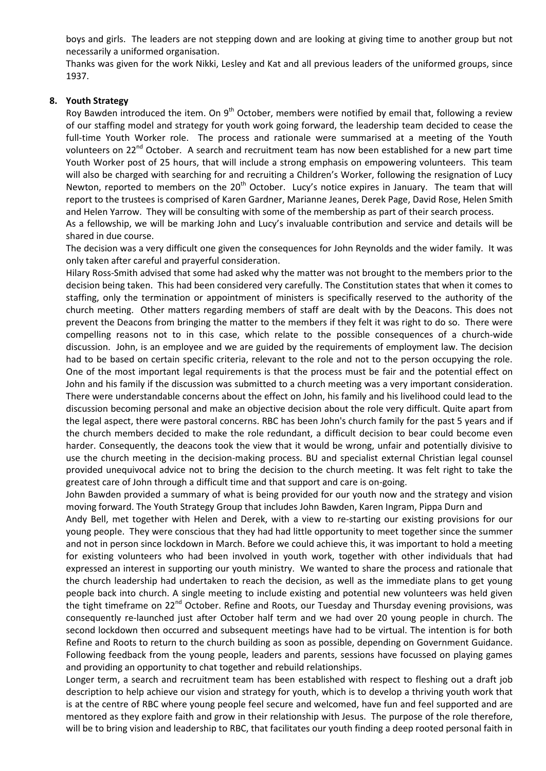boys and girls. The leaders are not stepping down and are looking at giving time to another group but not necessarily a uniformed organisation.

Thanks was given for the work Nikki, Lesley and Kat and all previous leaders of the uniformed groups, since 1937.

**8. Youth Strategy**

Roy Bawden introduced the item. On 9th October, members were notified by email that, following a review of our staffing model and strategy for youth work going forward, the leadership team decided to cease the full-time Youth Worker role. The process and rationale were summarised at a meeting of the Youth volunteers on 22nd October. A search and recruitment team has now been established for a new part time Youth Worker post of 25 hours, that will include a strong emphasis on empowering volunteers. This team will also be charged with searching for and recruiting a Children's Worker, following the resignation of Lucy Newton, reported to members on the 20th October. Lucy's notice expires in January. The team that will report to the trustees is comprised of Karen Gardner, Marianne Jeanes, Derek Page, David Rose, Helen Smith and Helen Yarrow. They will be consulting with some of the membership as part of their search process.

As a fellowship, we will be marking John and Lucy's invaluable contribution and service and details will be shared in due course.

The decision was a very difficult one given the consequences for John Reynolds and the wider family. It was only taken after careful and prayerful consideration.

Hilary Ross-Smith advised that some had asked why the matter was not brought to the members prior to the decision being taken. This had been considered very carefully. The Constitution states that when it comes to staffing, only the termination or appointment of ministers is specifically reserved to the authority of the church meeting. Other matters regarding members of staff are dealt with by the Deacons. This does not prevent the Deacons from bringing the matter to the members if they felt it was right to do so. There were compelling reasons not to in this case, which relate to the possible consequences of a church-wide discussion. John, is an employee and we are guided by the requirements of employment law. The decision had to be based on certain specific criteria, relevant to the role and not to the person occupying the role. One of the most important legal requirements is that the process must be fair and the potential effect on John and his family if the discussion was submitted to a church meeting was a very important consideration. There were understandable concerns about the effect on John, his family and his livelihood could lead to the discussion becoming personal and make an objective decision about the role very difficult. Quite apart from the legal aspect, there were pastoral concerns. RBC has been John's church family for the past 5 years and if the church members decided to make the role redundant, a difficult decision to bear could become even harder. Consequently, the deacons took the view that it would be wrong, unfair and potentially divisive to use the church meeting in the decision-making process. BU and specialist external Christian legal counsel provided unequivocal advice not to bring the decision to the church meeting. It was felt right to take the greatest care of John through a difficult time and that support and care is on-going.

John Bawden provided a summary of what is being provided for our youth now and the strategy and vision moving forward. The Youth Strategy Group that includes John Bawden, Karen Ingram, Pippa Durn and Andy Bell, met together with Helen and Derek, with a view to re-starting our existing provisions for our young people. They were conscious that they had had little opportunity to meet together since the summer and not in person since lockdown in March. Before we could achieve this, it was important to hold a meeting for existing volunteers who had been involved in youth work, together with other individuals that had expressed an interest in supporting our youth ministry. We wanted to share the process and rationale that the church leadership had undertaken to reach the decision, as well as the immediate plans to get young people back into church. A single meeting to include existing and potential new volunteers was held given the tight timeframe on 22nd October. Refine and Roots, our Tuesday and Thursday evening provisions, was consequently re-launched just after October half term and we had over 20 young people in church. The second lockdown then occurred and subsequent meetings have had to be virtual. The intention is for both Refine and Roots to return to the church building as soon as possible, depending on Government Guidance. Following feedback from the young people, leaders and parents, sessions have focussed on playing games and providing an opportunity to chat together and rebuild relationships.

Longer term, a search and recruitment team has been established with respect to fleshing out a draft job description to help achieve our vision and strategy for youth, which is to develop a thriving youth work that is at the centre of RBC where young people feel secure and welcomed, have fun and feel supported and are mentored as they explore faith and grow in their relationship with Jesus. The purpose of the role therefore, will be to bring vision and leadership to RBC, that facilitates our youth finding a deep rooted personal faith in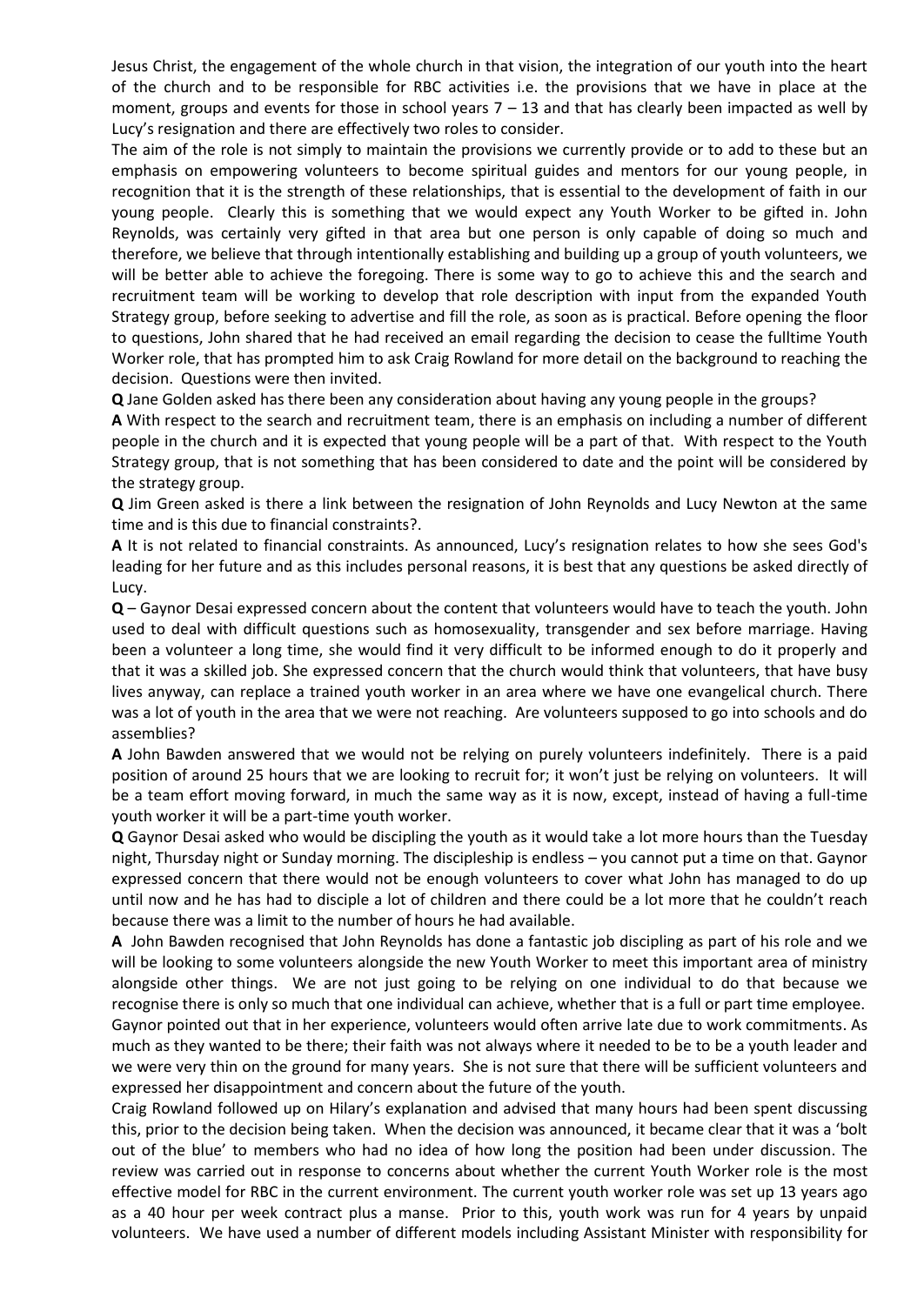Jesus Christ, the engagement of the whole church in that vision, the integration of our youth into the heart of the church and to be responsible for RBC activities i.e. the provisions that we have in place at the moment, groups and events for those in school years 7 – 13 and that has clearly been impacted as well by Lucy's resignation and there are effectively two roles to consider.

The aim of the role is not simply to maintain the provisions we currently provide or to add to these but an emphasis on empowering volunteers to become spiritual guides and mentors for our young people, in recognition that it is the strength of these relationships, that is essential to the development of faith in our young people. Clearly this is something that we would expect any Youth Worker to be gifted in. John Reynolds, was certainly very gifted in that area but one person is only capable of doing so much and therefore, we believe that through intentionally establishing and building up a group of youth volunteers, we will be better able to achieve the foregoing. There is some way to go to achieve this and the search and recruitment team will be working to develop that role description with input from the expanded Youth Strategy group, before seeking to advertise and fill the role, as soon as is practical. Before opening the floor to questions, John shared that he had received an email regarding the decision to cease the fulltime Youth Worker role, that has prompted him to ask Craig Rowland for more detail on the background to reaching the decision. Questions were then invited.

**Q** Jane Golden asked has there been any consideration about having any young people in the groups?

**A** With respect to the search and recruitment team, there is an emphasis on including a number of different people in the church and it is expected that young people will be a part of that. With respect to the Youth Strategy group, that is not something that has been considered to date and the point will be considered by the strategy group.

**Q** Jim Green asked is there a link between the resignation of John Reynolds and Lucy Newton at the same time and is this due to financial constraints?.

**A** It is not related to financial constraints. As announced, Lucy's resignation relates to how she sees God's leading for her future and as this includes personal reasons, it is best that any questions be asked directly of Lucy.

**Q** – Gaynor Desai expressed concern about the content that volunteers would have to teach the youth. John used to deal with difficult questions such as homosexuality, transgender and sex before marriage. Having been a volunteer a long time, she would find it very difficult to be informed enough to do it properly and that it was a skilled job. She expressed concern that the church would think that volunteers, that have busy lives anyway, can replace a trained youth worker in an area where we have one evangelical church. There was a lot of youth in the area that we were not reaching. Are volunteers supposed to go into schools and do assemblies?

**A** John Bawden answered that we would not be relying on purely volunteers indefinitely. There is a paid position of around 25 hours that we are looking to recruit for; it won't just be relying on volunteers. It will be a team effort moving forward, in much the same way as it is now, except, instead of having a full-time youth worker it will be a part-time youth worker.

**Q** Gaynor Desai asked who would be discipling the youth as it would take a lot more hours than the Tuesday night, Thursday night or Sunday morning. The discipleship is endless – you cannot put a time on that. Gaynor expressed concern that there would not be enough volunteers to cover what John has managed to do up until now and he has had to disciple a lot of children and there could be a lot more that he couldn't reach because there was a limit to the number of hours he had available.

**A** John Bawden recognised that John Reynolds has done a fantastic job discipling as part of his role and we will be looking to some volunteers alongside the new Youth Worker to meet this important area of ministry alongside other things. We are not just going to be relying on one individual to do that because we recognise there is only so much that one individual can achieve, whether that is a full or part time employee. Gaynor pointed out that in her experience, volunteers would often arrive late due to work commitments. As much as they wanted to be there; their faith was not always where it needed to be to be a youth leader and we were very thin on the ground for many years. She is not sure that there will be sufficient volunteers and expressed her disappointment and concern about the future of the youth.

Craig Rowland followed up on Hilary's explanation and advised that many hours had been spent discussing this, prior to the decision being taken. When the decision was announced, it became clear that it was a 'bolt out of the blue' to members who had no idea of how long the position had been under discussion. The review was carried out in response to concerns about whether the current Youth Worker role is the most effective model for RBC in the current environment. The current youth worker role was set up 13 years ago as a 40 hour per week contract plus a manse. Prior to this, youth work was run for 4 years by unpaid volunteers. We have used a number of different models including Assistant Minister with responsibility for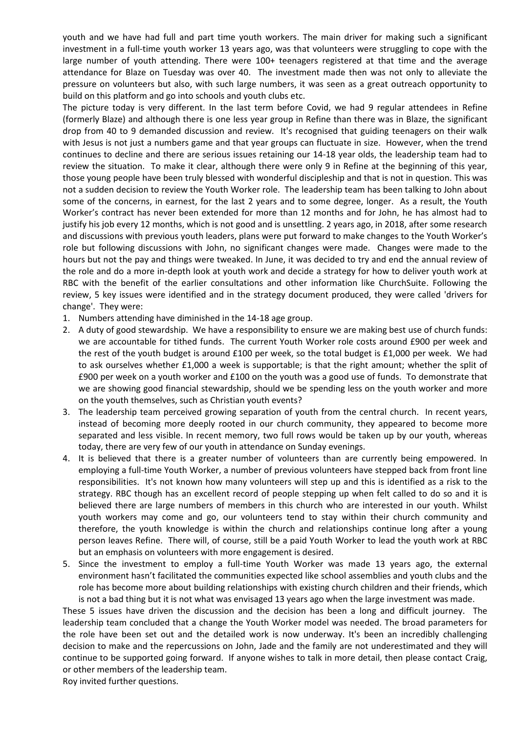youth and we have had full and part time youth workers. The main driver for making such a significant investment in a full-time youth worker 13 years ago, was that volunteers were struggling to cope with the large number of youth attending. There were 100+ teenagers registered at that time and the average attendance for Blaze on Tuesday was over 40. The investment made then was not only to alleviate the pressure on volunteers but also, with such large numbers, it was seen as a great outreach opportunity to build on this platform and go into schools and youth clubs etc.

The picture today is very different. In the last term before Covid, we had 9 regular attendees in Refine (formerly Blaze) and although there is one less year group in Refine than there was in Blaze, the significant drop from 40 to 9 demanded discussion and review. It's recognised that guiding teenagers on their walk with Jesus is not just a numbers game and that year groups can fluctuate in size. However, when the trend continues to decline and there are serious issues retaining our 14-18 year olds, the leadership team had to review the situation. To make it clear, although there were only 9 in Refine at the beginning of this year, those young people have been truly blessed with wonderful discipleship and that is not in question. This was not a sudden decision to review the Youth Worker role. The leadership team has been talking to John about some of the concerns, in earnest, for the last 2 years and to some degree, longer. As a result, the Youth Worker's contract has never been extended for more than 12 months and for John, he has almost had to justify his job every 12 months, which is not good and is unsettling. 2 years ago, in 2018, after some research and discussions with previous youth leaders, plans were put forward to make changes to the Youth Worker's role but following discussions with John, no significant changes were made. Changes were made to the hours but not the pay and things were tweaked. In June, it was decided to try and end the annual review of the role and do a more in-depth look at youth work and decide a strategy for how to deliver youth work at RBC with the benefit of the earlier consultations and other information like ChurchSuite. Following the review, 5 key issues were identified and in the strategy document produced, they were called 'drivers for change'. They were:

1. Numbers attending have diminished in the 14-18 age group.
2. A duty of good stewardship. We have a responsibility to ensure we are making best use of church funds: we are accountable for tithed funds. The current Youth Worker role costs around £900 per week and the rest of the youth budget is around £100 per week, so the total budget is £1,000 per week. We had to ask ourselves whether £1,000 a week is supportable; is that the right amount; whether the split of £900 per week on a youth worker and £100 on the youth was a good use of funds. To demonstrate that we are showing good financial stewardship, should we be spending less on the youth worker and more on the youth themselves, such as Christian youth events?
3. The leadership team perceived growing separation of youth from the central church. In recent years, instead of becoming more deeply rooted in our church community, they appeared to become more separated and less visible. In recent memory, two full rows would be taken up by our youth, whereas today, there are very few of our youth in attendance on Sunday evenings.
4. It is believed that there is a greater number of volunteers than are currently being empowered. In employing a full-time Youth Worker, a number of previous volunteers have stepped back from front line responsibilities. It's not known how many volunteers will step up and this is identified as a risk to the strategy. RBC though has an excellent record of people stepping up when felt called to do so and it is believed there are large numbers of members in this church who are interested in our youth. Whilst youth workers may come and go, our volunteers tend to stay within their church community and therefore, the youth knowledge is within the church and relationships continue long after a young person leaves Refine. There will, of course, still be a paid Youth Worker to lead the youth work at RBC but an emphasis on volunteers with more engagement is desired.
5. Since the investment to employ a full-time Youth Worker was made 13 years ago, the external environment hasn't facilitated the communities expected like school assemblies and youth clubs and the role has become more about building relationships with existing church children and their friends, which is not a bad thing but it is not what was envisaged 13 years ago when the large investment was made.

These 5 issues have driven the discussion and the decision has been a long and difficult journey. The leadership team concluded that a change the Youth Worker model was needed. The broad parameters for the role have been set out and the detailed work is now underway. It's been an incredibly challenging decision to make and the repercussions on John, Jade and the family are not underestimated and they will continue to be supported going forward. If anyone wishes to talk in more detail, then please contact Craig, or other members of the leadership team.

Roy invited further questions.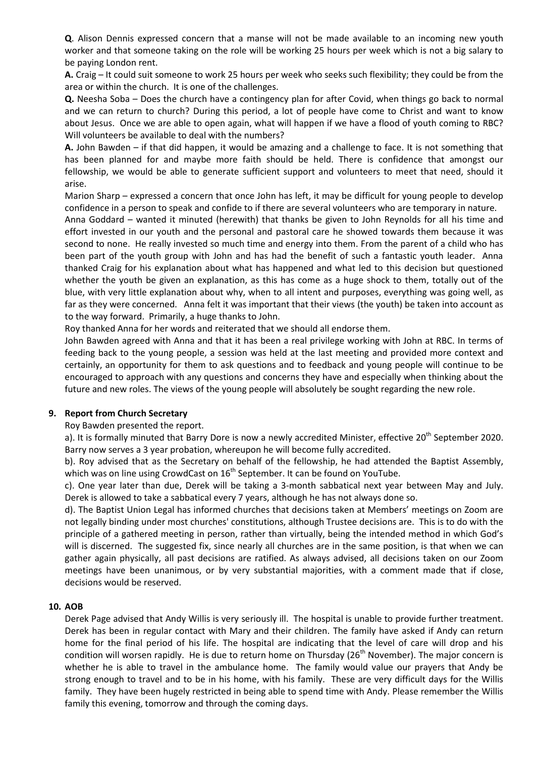**Q**. Alison Dennis expressed concern that a manse will not be made available to an incoming new youth worker and that someone taking on the role will be working 25 hours per week which is not a big salary to be paying London rent.

**A.** Craig – It could suit someone to work 25 hours per week who seeks such flexibility; they could be from the area or within the church. It is one of the challenges.

**Q.** Neesha Soba – Does the church have a contingency plan for after Covid, when things go back to normal and we can return to church? During this period, a lot of people have come to Christ and want to know about Jesus. Once we are able to open again, what will happen if we have a flood of youth coming to RBC? Will volunteers be available to deal with the numbers?

**A.** John Bawden – if that did happen, it would be amazing and a challenge to face. It is not something that has been planned for and maybe more faith should be held. There is confidence that amongst our fellowship, we would be able to generate sufficient support and volunteers to meet that need, should it arise.

Marion Sharp – expressed a concern that once John has left, it may be difficult for young people to develop confidence in a person to speak and confide to if there are several volunteers who are temporary in nature.

Anna Goddard – wanted it minuted (herewith) that thanks be given to John Reynolds for all his time and effort invested in our youth and the personal and pastoral care he showed towards them because it was second to none. He really invested so much time and energy into them. From the parent of a child who has been part of the youth group with John and has had the benefit of such a fantastic youth leader. Anna thanked Craig for his explanation about what has happened and what led to this decision but questioned whether the youth be given an explanation, as this has come as a huge shock to them, totally out of the blue, with very little explanation about why, when to all intent and purposes, everything was going well, as far as they were concerned. Anna felt it was important that their views (the youth) be taken into account as to the way forward. Primarily, a huge thanks to John.

Roy thanked Anna for her words and reiterated that we should all endorse them.

John Bawden agreed with Anna and that it has been a real privilege working with John at RBC. In terms of feeding back to the young people, a session was held at the last meeting and provided more context and certainly, an opportunity for them to ask questions and to feedback and young people will continue to be encouraged to approach with any questions and concerns they have and especially when thinking about the future and new roles. The views of the young people will absolutely be sought regarding the new role.

## 9. Report from Church Secretary

Roy Bawden presented the report.

a). It is formally minuted that Barry Dore is now a newly accredited Minister, effective 20th September 2020. Barry now serves a 3 year probation, whereupon he will become fully accredited.

b). Roy advised that as the Secretary on behalf of the fellowship, he had attended the Baptist Assembly, which was on line using CrowdCast on 16th September. It can be found on YouTube.

c). One year later than due, Derek will be taking a 3-month sabbatical next year between May and July. Derek is allowed to take a sabbatical every 7 years, although he has not always done so.

d). The Baptist Union Legal has informed churches that decisions taken at Members' meetings on Zoom are not legally binding under most churches' constitutions, although Trustee decisions are. This is to do with the principle of a gathered meeting in person, rather than virtually, being the intended method in which God's will is discerned. The suggested fix, since nearly all churches are in the same position, is that when we can gather again physically, all past decisions are ratified. As always advised, all decisions taken on our Zoom meetings have been unanimous, or by very substantial majorities, with a comment made that if close, decisions would be reserved.

## 10. AOB

Derek Page advised that Andy Willis is very seriously ill. The hospital is unable to provide further treatment. Derek has been in regular contact with Mary and their children. The family have asked if Andy can return home for the final period of his life. The hospital are indicating that the level of care will drop and his condition will worsen rapidly. He is due to return home on Thursday (26th November). The major concern is whether he is able to travel in the ambulance home. The family would value our prayers that Andy be strong enough to travel and to be in his home, with his family. These are very difficult days for the Willis family. They have been hugely restricted in being able to spend time with Andy. Please remember the Willis family this evening, tomorrow and through the coming days.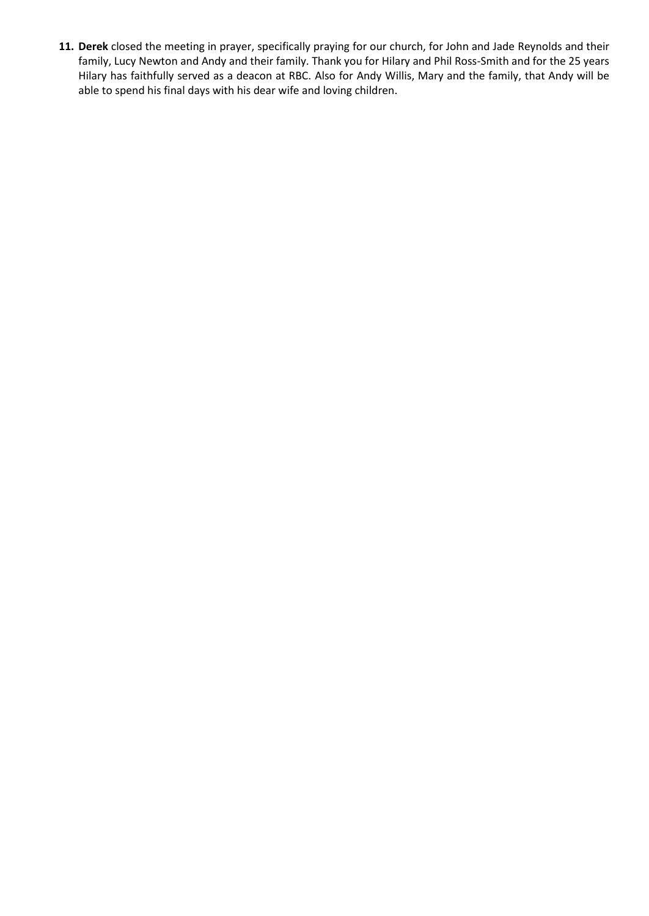11. **Derek** closed the meeting in prayer, specifically praying for our church, for John and Jade Reynolds and their family, Lucy Newton and Andy and their family. Thank you for Hilary and Phil Ross-Smith and for the 25 years Hilary has faithfully served as a deacon at RBC. Also for Andy Willis, Mary and the family, that Andy will be able to spend his final days with his dear wife and loving children.